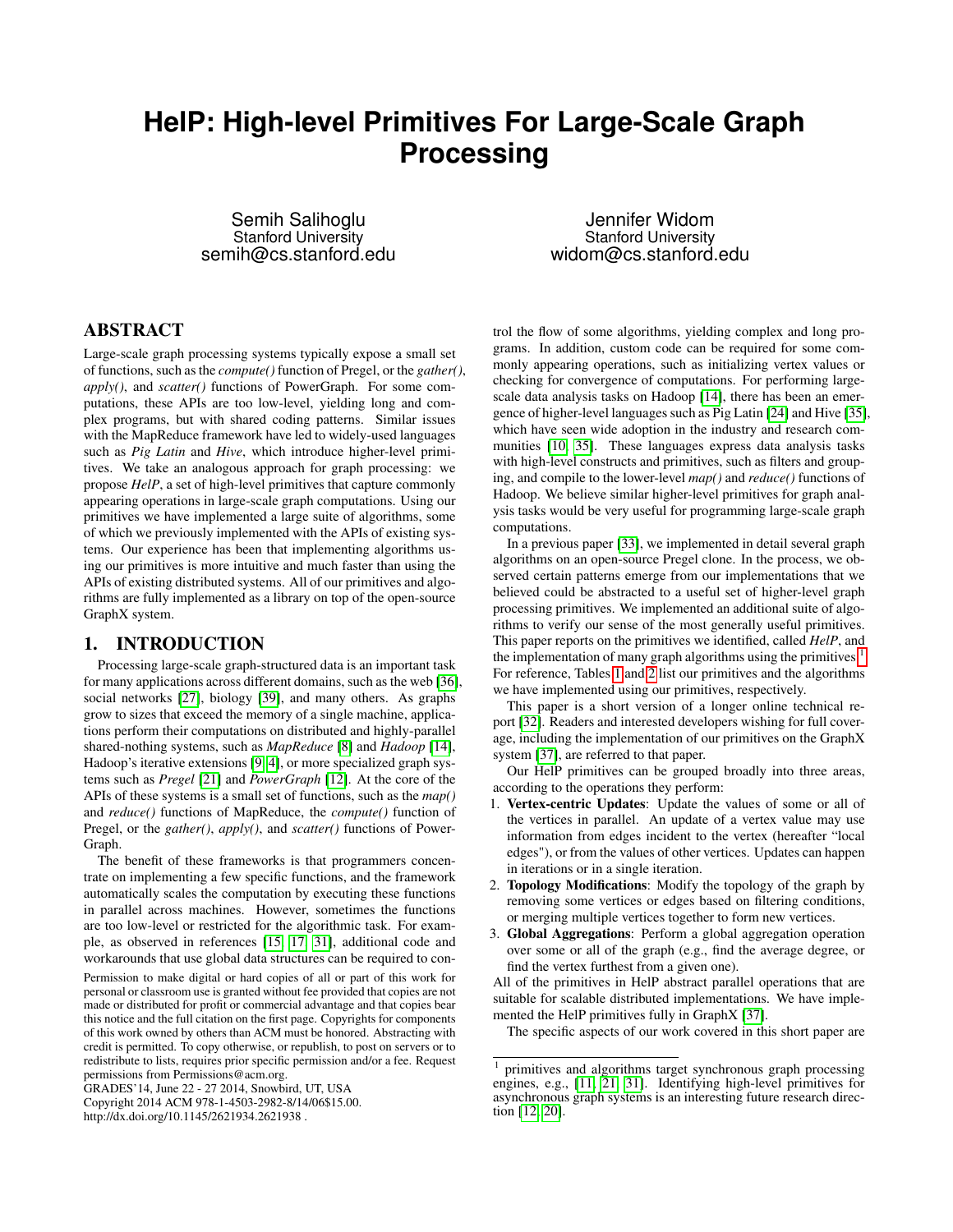# HelP: High-level Primitives For Large-Scale Graph Processing

Semih Salihoglu
Stanford University
semih@cs.stanford.edu

Jennifer Widom
Stanford University
widom@cs.stanford.edu

## ABSTRACT

Large-scale graph processing systems typically expose a small set of functions, such as the *compute()* function of Pregel, or the *gather()*, *apply()*, and *scatter()* functions of PowerGraph. For some computations, these APIs are too low-level, yielding long and complex programs, but with shared coding patterns. Similar issues with the MapReduce framework have led to widely-used languages such as *Pig Latin* and *Hive*, which introduce higher-level primitives. We take an analogous approach for graph processing: we propose *HelP*, a set of high-level primitives that capture commonly appearing operations in large-scale graph computations. Using our primitives we have implemented a large suite of algorithms, some of which we previously implemented with the APIs of existing systems. Our experience has been that implementing algorithms using our primitives is more intuitive and much faster than using the APIs of existing distributed systems. All of our primitives and algorithms are fully implemented as a library on top of the open-source GraphX system.

## 1. INTRODUCTION

Processing large-scale graph-structured data is an important task for many applications across different domains, such as the web [36], social networks [27], biology [39], and many others. As graphs grow to sizes that exceed the memory of a single machine, applications perform their computations on distributed and highly-parallel shared-nothing systems, such as *MapReduce* [8] and *Hadoop* [14], Hadoop's iterative extensions [9, 4], or more specialized graph systems such as *Pregel* [21] and *PowerGraph* [12]. At the core of the APIs of these systems is a small set of functions, such as the *map()* and *reduce()* functions of MapReduce, the *compute()* function of Pregel, or the *gather()*, *apply()*, and *scatter()* functions of PowerGraph.

The benefit of these frameworks is that programmers concentrate on implementing a few specific functions, and the framework automatically scales the computation by executing these functions in parallel across machines. However, sometimes the functions are too low-level or restricted for the algorithmic task. For example, as observed in references [15, 17, 31], additional code and workarounds that use global data structures can be required to control the flow of some algorithms, yielding complex and long programs. In addition, custom code can be required for some commonly appearing operations, such as initializing vertex values or checking for convergence of computations. For performing large-scale data analysis tasks on Hadoop [14], there has been an emergence of higher-level languages such as Pig Latin [24] and Hive [35], which have seen wide adoption in the industry and research communities [10, 35]. These languages express data analysis tasks with high-level constructs and primitives, such as filters and grouping, and compile to the lower-level *map()* and *reduce()* functions of Hadoop. We believe similar higher-level primitives for graph analysis tasks would be very useful for programming large-scale graph computations.

In a previous paper [33], we implemented in detail several graph algorithms on an open-source Pregel clone. In the process, we observed certain patterns emerge from our implementations that we believed could be abstracted to a useful set of higher-level graph processing primitives. We implemented an additional suite of algorithms to verify our sense of the most generally useful primitives. This paper reports on the primitives we identified, called *HelP*, and the implementation of many graph algorithms using the primitives[1]. For reference, Tables 1 and 2 list our primitives and the algorithms we have implemented using our primitives, respectively.

This paper is a short version of a longer online technical report [32]. Readers and interested developers wishing for full coverage, including the implementation of our primitives on the GraphX system [37], are referred to that paper.

Our HelP primitives can be grouped broadly into three areas, according to the operations they perform:

1. **Vertex-centric Updates**: Update the values of some or all of the vertices in parallel. An update of a vertex value may use information from edges incident to the vertex (hereafter "local edges"), or from the values of other vertices. Updates can happen in iterations or in a single iteration.
2. **Topology Modifications**: Modify the topology of the graph by removing some vertices or edges based on filtering conditions, or merging multiple vertices together to form new vertices.
3. **Global Aggregations**: Perform a global aggregation operation over some or all of the graph (e.g., find the average degree, or find the vertex furthest from a given one).

All of the primitives in HelP abstract parallel operations that are suitable for scalable distributed implementations. We have implemented the HelP primitives fully in GraphX [37].

The specific aspects of our work covered in this short paper are

Permission to make digital or hard copies of all or part of this work for personal or classroom use is granted without fee provided that copies are not made or distributed for profit or commercial advantage and that copies bear this notice and the full citation on the first page. Copyrights for components of this work owned by others than ACM must be honored. Abstracting with credit is permitted. To copy otherwise, or republish, to post on servers or to redistribute to lists, requires prior specific permission and/or a fee. Request permissions from Permissions@acm.org.
GRADES'14, June 22 - 27 2014, Snowbird, UT, USA
Copyright 2014 ACM 978-1-4503-2982-8/14/06$15.00.
http://dx.doi.org/10.1145/2621934.2621938 .

[1] primitives and algorithms target synchronous graph processing engines, e.g., [11, 21, 31]. Identifying high-level primitives for asynchronous graph systems is an interesting future research direction [12, 20].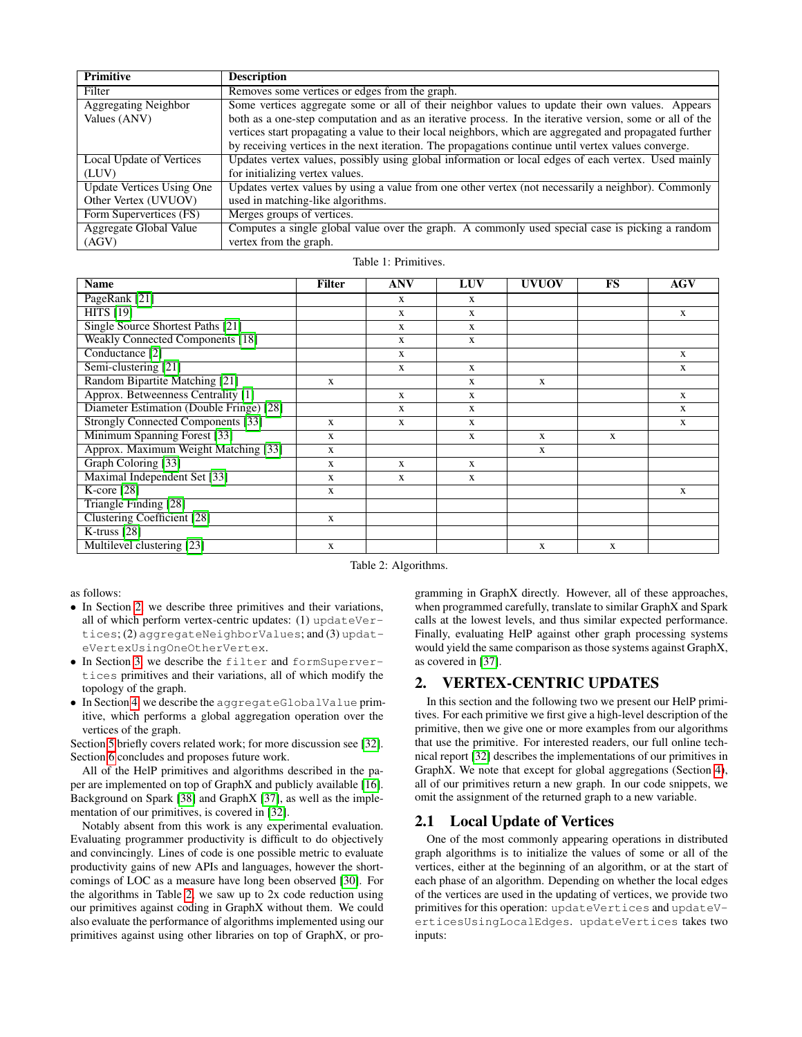| Primitive | Description |
|---|---|
| Filter | Removes some vertices or edges from the graph. |
| Aggregating Neighbor Values (ANV) | Some vertices aggregate some or all of their neighbor values to update their own values. Appears both as a one-step computation and as an iterative process. In the iterative version, some or all of the vertices start propagating a value to their local neighbors, which are aggregated and propagated further by receiving vertices in the next iteration. The propagations continue until vertex values converge. |
| Local Update of Vertices (LUV) | Updates vertex values, possibly using global information or local edges of each vertex. Used mainly for initializing vertex values. |
| Update Vertices Using One Other Vertex (UVUOV) | Updates vertex values by using a value from one other vertex (not necessarily a neighbor). Commonly used in matching-like algorithms. |
| Form Supervertices (FS) | Merges groups of vertices. |
| Aggregate Global Value (AGV) | Computes a single global value over the graph. A commonly used special case is picking a random vertex from the graph. |

Table 1: Primitives.

| Name | Filter | ANV | LUV | UVUOV | FS | AGV |
|---|---|---|---|---|---|---|
| PageRank [21] | | x | x | | | |
| HITS [19] | | x | x | | | x |
| Single Source Shortest Paths [21] | | x | x | | | |
| Weakly Connected Components [18] | | x | x | | | |
| Conductance [2] | | x | | | | x |
| Semi-clustering [21] | | x | x | | | x |
| Random Bipartite Matching [21] | x | | x | x | | |
| Approx. Betweenness Centrality [1] | | x | x | | | x |
| Diameter Estimation (Double Fringe) [28] | | x | x | | | x |
| Strongly Connected Components [33] | x | x | x | | | x |
| Minimum Spanning Forest [33] | x | | x | x | x | |
| Approx. Maximum Weight Matching [33] | x | | | x | | |
| Graph Coloring [33] | x | x | x | | | |
| Maximal Independent Set [33] | x | x | x | | | |
| K-core [28] | x | | | | | x |
| Triangle Finding [28] | | | | | | |
| Clustering Coefficient [28] | x | | | | | |
| K-truss [28] | | | | | | |
| Multilevel clustering [23] | x | | | x | x | |

Table 2: Algorithms.

as follows:

- In Section 2, we describe three primitives and their variations, all of which perform vertex-centric updates: (1) `updateVertices`; (2) `aggregateNeighborValues`; and (3) `updateVertexUsingOneOtherVertex`.
- In Section 3, we describe the `filter` and `formSupervertices` primitives and their variations, all of which modify the topology of the graph.
- In Section 4, we describe the `aggregateGlobalValue` primitive, which performs a global aggregation operation over the vertices of the graph.

Section 5 briefly covers related work; for more discussion see [32]. Section 6 concludes and proposes future work.

All of the HelP primitives and algorithms described in the paper are implemented on top of GraphX and publicly available [16]. Background on Spark [38] and GraphX [37], as well as the implementation of our primitives, is covered in [32].

Notably absent from this work is any experimental evaluation. Evaluating programmer productivity is difficult to do objectively and convincingly. Lines of code is one possible metric to evaluate productivity gains of new APIs and languages, however the shortcomings of LOC as a measure have long been observed [30]. For the algorithms in Table 2, we saw up to 2x code reduction using our primitives against coding in GraphX without them. We could also evaluate the performance of algorithms implemented using our primitives against using other libraries on top of GraphX, or programming in GraphX directly. However, all of these approaches, when programmed carefully, translate to similar GraphX and Spark calls at the lowest levels, and thus similar expected performance. Finally, evaluating HelP against other graph processing systems would yield the same comparison as those systems against GraphX, as covered in [37].

## 2. VERTEX-CENTRIC UPDATES

In this section and the following two we present our HelP primitives. For each primitive we first give a high-level description of the primitive, then we give one or more examples from our algorithms that use the primitive. For interested readers, our full online technical report [32] describes the implementations of our primitives in GraphX. We note that except for global aggregations (Section 4), all of our primitives return a new graph. In our code snippets, we omit the assignment of the returned graph to a new variable.

### 2.1 Local Update of Vertices

One of the most commonly appearing operations in distributed graph algorithms is to initialize the values of some or all of the vertices, either at the beginning of an algorithm, or at the start of each phase of an algorithm. Depending on whether the local edges of the vertices are used in the updating of vertices, we provide two primitives for this operation: `updateVertices` and `updateVerticesUsingLocalEdges`. `updateVertices` takes two inputs: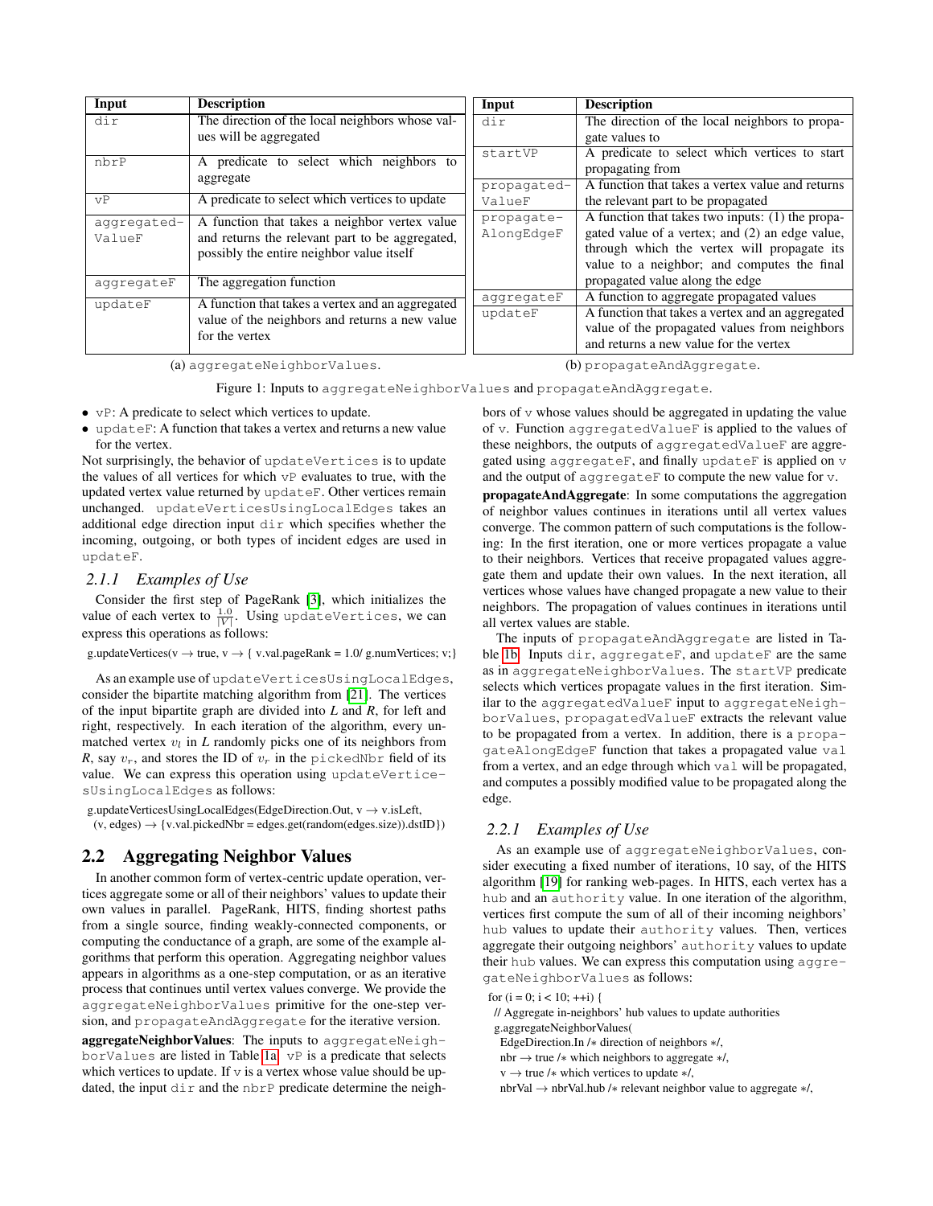| Input | Description |
|---|---|
| `dir` | The direction of the local neighbors whose values will be aggregated |
| `nbrP` | A predicate to select which neighbors to aggregate |
| `vP` | A predicate to select which vertices to update |
| `aggregatedValueF` | A function that takes a neighbor vertex value and returns the relevant part to be aggregated, possibly the entire neighbor value itself |
| `aggregateF` | The aggregation function |
| `updateF` | A function that takes a vertex and an aggregated value of the neighbors and returns a new value for the vertex |

(a) `aggregateNeighborValues`.

| Input | Description |
|---|---|
| `dir` | The direction of the local neighbors to propagate values to |
| `startVP` | A predicate to select which vertices to start propagating from |
| `propagatedValueF` | A function that takes a vertex value and returns the relevant part to be propagated |
| `propagateAlongEdgeF` | A function that takes two inputs: (1) the propagated value of a vertex; and (2) an edge value, through which the vertex will propagate its value to a neighbor; and computes the final propagated value along the edge |
| `aggregateF` | A function to aggregate propagated values |
| `updateF` | A function that takes a vertex and an aggregated value of the propagated values from neighbors and returns a new value for the vertex |

(b) `propagateAndAggregate`.

Figure 1: Inputs to `aggregateNeighborValues` and `propagateAndAggregate`.

- `vP`: A predicate to select which vertices to update.
- `updateF`: A function that takes a vertex and returns a new value for the vertex.

Not surprisingly, the behavior of `updateVertices` is to update the values of all vertices for which `vP` evaluates to true, with the updated vertex value returned by `updateF`. Other vertices remain unchanged. `updateVerticesUsingLocalEdges` takes an additional edge direction input `dir` which specifies whether the incoming, outgoing, or both types of incident edges are used in `updateF`.

### 2.1.1 Examples of Use

Consider the first step of PageRank [3], which initializes the value of each vertex to $\frac{1.0}{|V|}$. Using `updateVertices`, we can express this operations as follows:

```
g.updateVertices(v → true, v → { v.val.pageRank = 1.0/ g.numVertices; v;}
```

As an example use of `updateVerticesUsingLocalEdges`, consider the bipartite matching algorithm from [21]. The vertices of the input bipartite graph are divided into *L* and *R*, for left and right, respectively. In each iteration of the algorithm, every unmatched vertex $v_l$ in *L* randomly picks one of its neighbors from *R*, say $v_r$, and stores the ID of $v_r$ in the `pickedNbr` field of its value. We can express this operation using `updateVerticesUsingLocalEdges` as follows:

```
g.updateVerticesUsingLocalEdges(EdgeDirection.Out, v → v.isLeft,
  (v, edges) → {v.val.pickedNbr = edges.get(random(edges.size)).dstID})
```

## 2.2 Aggregating Neighbor Values

In another common form of vertex-centric update operation, vertices aggregate some or all of their neighbors' values to update their own values in parallel. PageRank, HITS, finding shortest paths from a single source, finding weakly-connected components, or computing the conductance of a graph, are some of the example algorithms that perform this operation. Aggregating neighbor values appears in algorithms as a one-step computation, or as an iterative process that continues until vertex values converge. We provide the `aggregateNeighborValues` primitive for the one-step version, and `propagateAndAggregate` for the iterative version.

**aggregateNeighborValues**: The inputs to `aggregateNeighborValues` are listed in Table 1a. `vP` is a predicate that selects which vertices to update. If `v` is a vertex whose value should be updated, the input `dir` and the `nbrP` predicate determine the neighbors of `v` whose values should be aggregated in updating the value of `v`. Function `aggregatedValueF` is applied to the values of these neighbors, the outputs of `aggregatedValueF` are aggregated using `aggregateF`, and finally `updateF` is applied on `v` and the output of `aggregateF` to compute the new value for `v`.

**propagateAndAggregate**: In some computations the aggregation of neighbor values continues in iterations until all vertex values converge. The common pattern of such computations is the following: In the first iteration, one or more vertices propagate a value to their neighbors. Vertices that receive propagated values aggregate them and update their own values. In the next iteration, all vertices whose values have changed propagate a new value to their neighbors. The propagation of values continues in iterations until all vertex values are stable.

The inputs of `propagateAndAggregate` are listed in Table 1b. Inputs `dir`, `aggregateF`, and `updateF` are the same as in `aggregateNeighborValues`. The `startVP` predicate selects which vertices propagate values in the first iteration. Similar to the `aggregatedValueF` input to `aggregateNeighborValues`, `propagatedValueF` extracts the relevant value to be propagated from a vertex. In addition, there is a `propagateAlongEdgeF` function that takes a propagated value `val` from a vertex, and an edge through which `val` will be propagated, and computes a possibly modified value to be propagated along the edge.

### 2.2.1 Examples of Use

As an example use of `aggregateNeighborValues`, consider executing a fixed number of iterations, 10 say, of the HITS algorithm [19] for ranking web-pages. In HITS, each vertex has a `hub` and an `authority` value. In one iteration of the algorithm, vertices first compute the sum of all of their incoming neighbors' `hub` values to update their `authority` values. Then, vertices aggregate their outgoing neighbors' `authority` values to update their `hub` values. We can express this computation using `aggregateNeighborValues` as follows:

```
for (i = 0; i < 10; ++i) {
  // Aggregate in-neighbors' hub values to update authorities
  g.aggregateNeighborValues(
    EdgeDirection.In /* direction of neighbors */,
    nbr → true /* which neighbors to aggregate */,
    v → true /* which vertices to update */,
    nbrVal → nbrVal.hub /* relevant neighbor value to aggregate */,
```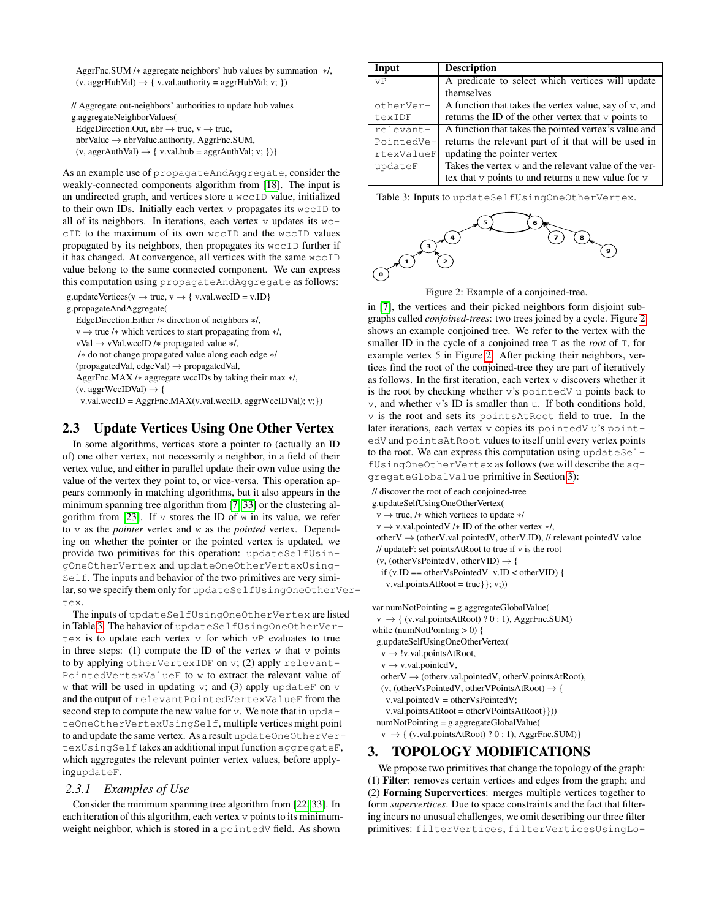```
AggrFnc.SUM /* aggregate neighbors' hub values by summation */,
(v, aggrHubVal) → { v.val.authority = aggrHubVal; v; })

// Aggregate out-neighbors' authorities to update hub values
g.aggregateNeighborValues(
  EdgeDirection.Out, nbr → true, v → true,
  nbrValue → nbrValue.authority, AggrFnc.SUM,
  (v, aggrAuthVal) → { v.val.hub = aggrAuthVal; v; })}
```

As an example use of `propagateAndAggregate`, consider the weakly-connected components algorithm from [18]. The input is an undirected graph, and vertices store a `wccID` value, initialized to their own IDs. Initially each vertex `v` propagates its `wccID` to all of its neighbors. In iterations, each vertex `v` updates its `wccID` to the maximum of its own `wccID` and the `wccID` values propagated by its neighbors, then propagates its `wccID` further if it has changed. At convergence, all vertices with the same `wccID` value belong to the same connected component. We can express this computation using `propagateAndAggregate` as follows:

```
g.updateVertices(v → true, v → { v.val.wccID = v.ID}
g.propagateAndAggregate(
  EdgeDirection.Either /* direction of neighbors */,
  v → true /* which vertices to start propagating from */,
  vVal → vVal.wccID /* propagated value */,
  /* do not change propagated value along each edge */
  (propagatedVal, edgeVal) → propagatedVal,
  AggrFnc.MAX /* aggregate wccIDs by taking their max */,
  (v, aggrWccIDVal) → {
    v.val.wccID = AggrFnc.MAX(v.val.wccID, aggrWccIDVal); v;})
```

## 2.3 Update Vertices Using One Other Vertex

In some algorithms, vertices store a pointer to (actually an ID of) one other vertex, not necessarily a neighbor, in a field of their vertex value, and either in parallel update their own value using the value of the vertex they point to, or vice-versa. This operation appears commonly in matching algorithms, but it also appears in the minimum spanning tree algorithm from [7, 33] or the clustering algorithm from [23]. If `v` stores the ID of `w` in its value, we refer to `v` as the *pointer* vertex and `w` as the *pointed* vertex. Depending on whether the pointer or the pointed vertex is updated, we provide two primitives for this operation: `updateSelfUsingOneOtherVertex` and `updateOneOtherVertexUsingSelf`. The inputs and behavior of the two primitives are very similar, so we specify them only for `updateSelfUsingOneOtherVertex`.

The inputs of `updateSelfUsingOneOtherVertex` are listed in Table 3. The behavior of `updateSelfUsingOneOtherVertex` is to update each vertex `v` for which `vP` evaluates to true in three steps: (1) compute the ID of the vertex `w` that `v` points to by applying `otherVertexIDF` on `v`; (2) apply `relevantPointedVertexValueF` to `w` to extract the relevant value of `w` that will be used in updating `v`; and (3) apply `updateF` on `v` and the output of `relevantPointedVertexValueF` from the second step to compute the new value for `v`. We note that in `updateOneOtherVertexUsingSelf`, multiple vertices might point to and update the same vertex. As a result `updateOneOtherVertexUsingSelf` takes an additional input function `aggregateF`, which aggregates the relevant pointer vertex values, before applying `updateF`.

### 2.3.1 Examples of Use

Consider the minimum spanning tree algorithm from [22, 33]. In each iteration of this algorithm, each vertex `v` points to its minimum-weight neighbor, which is stored in a `pointedV` field. As shown in [7], the vertices and their picked neighbors form disjoint subgraphs called *conjoined-trees*: two trees joined by a cycle. Figure 2 shows an example conjoined tree. We refer to the vertex with the smaller ID in the cycle of a conjoined tree `T` as the *root* of `T`, for example vertex 5 in Figure 2. After picking their neighbors, vertices find the root of the conjoined-tree they are part of iteratively as follows. In the first iteration, each vertex `v` discovers whether it is the root by checking whether `v`'s `pointedV u` points back to `v`, and whether `v`'s ID is smaller than `u`. If both conditions hold, `v` is the root and sets its `pointsAtRoot` field to true. In the later iterations, each vertex `v` copies its `pointedV u`'s `pointedV` and `pointsAtRoot` values to itself until every vertex points to the root. We can express this computation using `updateSelfUsingOneOtherVertex` as follows (we will describe the `aggregateGlobalValue` primitive in Section 3):

```
// discover the root of each conjoined-tree
g.updateSelfUsingOneOtherVertex(
  v → true, /* which vertices to update */
  v → v.val.pointedV /* ID of the other vertex */,
  otherV → (otherV.val.pointedV, otherV.ID), // relevant pointedV value
  // updateF: set pointsAtRoot to true if v is the root
  (v, (otherVsPointedV, otherVID) → {
    if (v.ID == otherVsPointedV  v.ID < otherVID) {
      v.val.pointsAtRoot = true}}; v;))

var numNotPointing = g.aggregateGlobalValue(
  v → { (v.val.pointsAtRoot) ? 0 : 1), AggrFnc.SUM)
while (numNotPointing > 0) {
  g.updateSelfUsingOneOtherVertex(
    v → !v.val.pointsAtRoot,
    v → v.val.pointedV,
    otherV → (otherv.val.pointedV, otherV.pointsAtRoot),
    (v, (otherVsPointedV, otherVPointsAtRoot) → {
      v.val.pointedV = otherVsPointedV;
      v.val.pointsAtRoot = otherVPointsAtRoot}}))
  numNotPointing = g.aggregateGlobalValue(
    v → { (v.val.pointsAtRoot) ? 0 : 1), AggrFnc.SUM)}
```

| Input | Description |
|---|---|
| vP | A predicate to select which vertices will update themselves |
| otherVertexIDF | A function that takes the vertex value, say of v, and returns the ID of the other vertex that v points to |
| relevantPointedVertexValueF | A function that takes the pointed vertex's value and returns the relevant part of it that will be used in updating the pointer vertex |
| updateF | Takes the vertex v and the relevant value of the vertex that v points to and returns a new value for v |

Table 3: Inputs to `updateSelfUsingOneOtherVertex`.

0
1
2
3
4
5
6
7
8
9

Figure 2: Example of a conjoined-tree.

# 3. TOPOLOGY MODIFICATIONS

We propose two primitives that change the topology of the graph: (1) **Filter**: removes certain vertices and edges from the graph; and (2) **Forming Supervertices**: merges multiple vertices together to form *supervertices*. Due to space constraints and the fact that filtering incurs no unusual challenges, we omit describing our three filter primitives: `filterVertices`, `filterVerticesUsingLo-`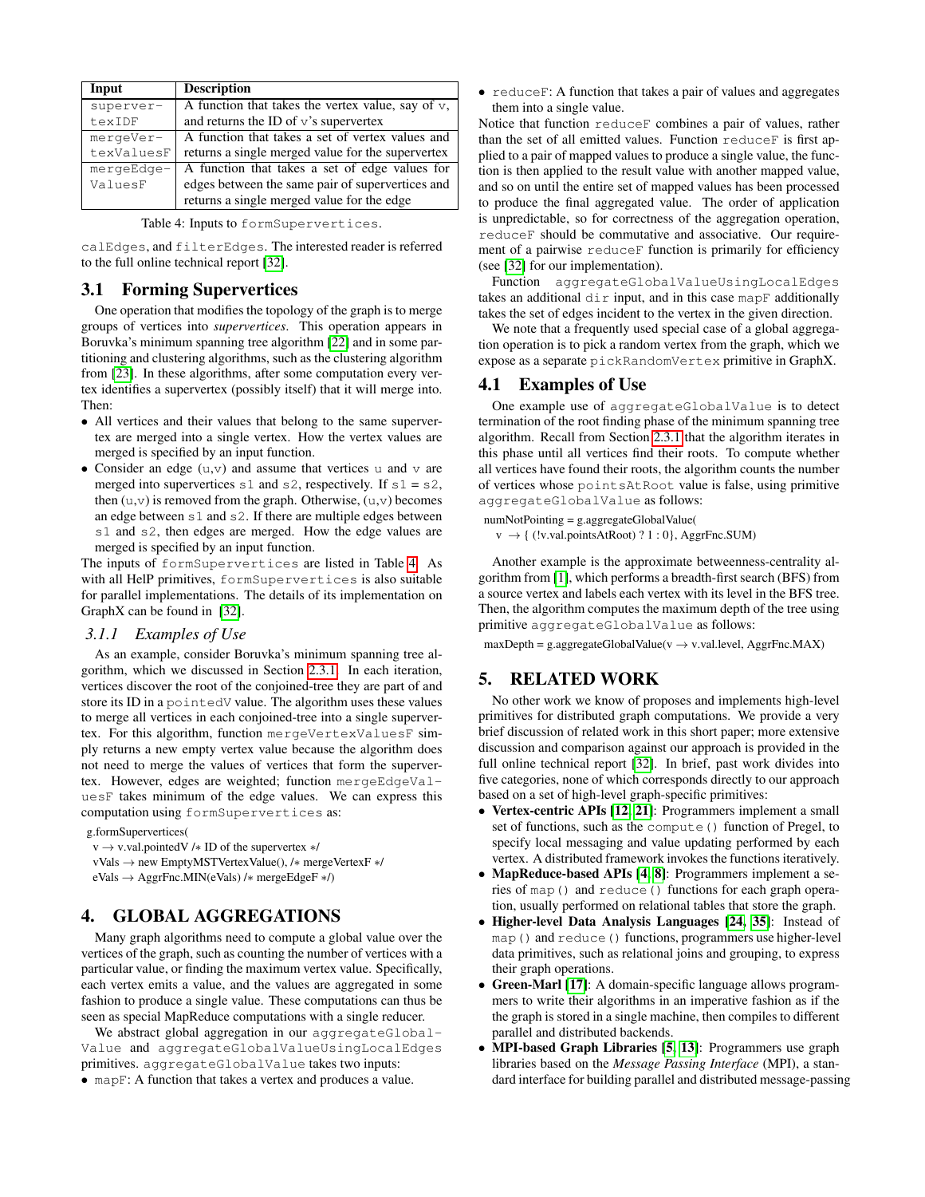| Input | Description |
|---|---|
| supervertexIDF | A function that takes the vertex value, say of v, and returns the ID of v's supervertex |
| mergeVertexValuesF | A function that takes a set of vertex values and returns a single merged value for the supervertex |
| mergeEdgeValuesF | A function that takes a set of edge values for edges between the same pair of supervertices and returns a single merged value for the edge |

Table 4: Inputs to formSupervertices.

calEdges, and filterEdges. The interested reader is referred to the full online technical report [32].

## 3.1 Forming Supervertices

One operation that modifies the topology of the graph is to merge groups of vertices into *supervertices*. This operation appears in Boruvka's minimum spanning tree algorithm [22] and in some partitioning and clustering algorithms, such as the clustering algorithm from [23]. In these algorithms, after some computation every vertex identifies a supervertex (possibly itself) that it will merge into. Then:

- All vertices and their values that belong to the same supervertex are merged into a single vertex. How the vertex values are merged is specified by an input function.
- Consider an edge (u,v) and assume that vertices u and v are merged into supervertices s1 and s2, respectively. If s1 = s2, then (u,v) is removed from the graph. Otherwise, (u,v) becomes an edge between s1 and s2. If there are multiple edges between s1 and s2, then edges are merged. How the edge values are merged is specified by an input function.

The inputs of formSupervertices are listed in Table 4. As with all HelP primitives, formSupervertices is also suitable for parallel implementations. The details of its implementation on GraphX can be found in [32].

### 3.1.1 Examples of Use

As an example, consider Boruvka's minimum spanning tree algorithm, which we discussed in Section 2.3.1. In each iteration, vertices discover the root of the conjoined-tree they are part of and store its ID in a pointedV value. The algorithm uses these values to merge all vertices in each conjoined-tree into a single supervertex. For this algorithm, function mergeVertexValuesF simply returns a new empty vertex value because the algorithm does not need to merge the values of vertices that form the supervertex. However, edges are weighted; function mergeEdgeValuesF takes minimum of the edge values. We can express this computation using formSupervertices as:

```
g.formSupervertices(
  v → v.val.pointedV /* ID of the supervertex */
  vVals → new EmptyMSTVertexValue(), /* mergeVertexF */
  eVals → AggrFnc.MIN(eVals) /* mergeEdgeF */)
```

# 4. GLOBAL AGGREGATIONS

Many graph algorithms need to compute a global value over the vertices of the graph, such as counting the number of vertices with a particular value, or finding the maximum vertex value. Specifically, each vertex emits a value, and the values are aggregated in some fashion to produce a single value. These computations can thus be seen as special MapReduce computations with a single reducer.

We abstract global aggregation in our aggregateGlobalValue and aggregateGlobalValueUsingLocalEdges primitives. aggregateGlobalValue takes two inputs:

- mapF: A function that takes a vertex and produces a value.
- reduceF: A function that takes a pair of values and aggregates them into a single value.

Notice that function reduceF combines a pair of values, rather than the set of all emitted values. Function reduceF is first applied to a pair of mapped values to produce a single value, the function is then applied to the result value with another mapped value, and so on until the entire set of mapped values has been processed to produce the final aggregated value. The order of application is unpredictable, so for correctness of the aggregation operation, reduceF should be commutative and associative. Our requirement of a pairwise reduceF function is primarily for efficiency (see [32] for our implementation).

Function aggregateGlobalValueUsingLocalEdges takes an additional dir input, and in this case mapF additionally takes the set of edges incident to the vertex in the given direction.

We note that a frequently used special case of a global aggregation operation is to pick a random vertex from the graph, which we expose as a separate pickRandomVertex primitive in GraphX.

## 4.1 Examples of Use

One example use of aggregateGlobalValue is to detect termination of the root finding phase of the minimum spanning tree algorithm. Recall from Section 2.3.1 that the algorithm iterates in this phase until all vertices find their roots. To compute whether all vertices have found their roots, the algorithm counts the number of vertices whose pointsAtRoot value is false, using primitive aggregateGlobalValue as follows:

```
numNotPointing = g.aggregateGlobalValue(
  v → { (!v.val.pointsAtRoot) ? 1 : 0}, AggrFnc.SUM)
```

Another example is the approximate betweenness-centrality algorithm from [1], which performs a breadth-first search (BFS) from a source vertex and labels each vertex with its level in the BFS tree. Then, the algorithm computes the maximum depth of the tree using primitive aggregateGlobalValue as follows:

```
maxDepth = g.aggregateGlobalValue(v → v.val.level, AggrFnc.MAX)
```

# 5. RELATED WORK

No other work we know of proposes and implements high-level primitives for distributed graph computations. We provide a very brief discussion of related work in this short paper; more extensive discussion and comparison against our approach is provided in the full online technical report [32]. In brief, past work divides into five categories, none of which corresponds directly to our approach based on a set of high-level graph-specific primitives:

- **Vertex-centric APIs [12, 21]**: Programmers implement a small set of functions, such as the compute() function of Pregel, to specify local messaging and value updating performed by each vertex. A distributed framework invokes the functions iteratively.
- **MapReduce-based APIs [4, 8]**: Programmers implement a series of map() and reduce() functions for each graph operation, usually performed on relational tables that store the graph.
- **Higher-level Data Analysis Languages [24, 35]**: Instead of map() and reduce() functions, programmers use higher-level data primitives, such as relational joins and grouping, to express their graph operations.
- **Green-Marl [17]**: A domain-specific language allows programmers to write their algorithms in an imperative fashion as if the the graph is stored in a single machine, then compiles to different parallel and distributed backends.
- **MPI-based Graph Libraries [5, 13]**: Programmers use graph libraries based on the *Message Passing Interface* (MPI), a standard interface for building parallel and distributed message-passing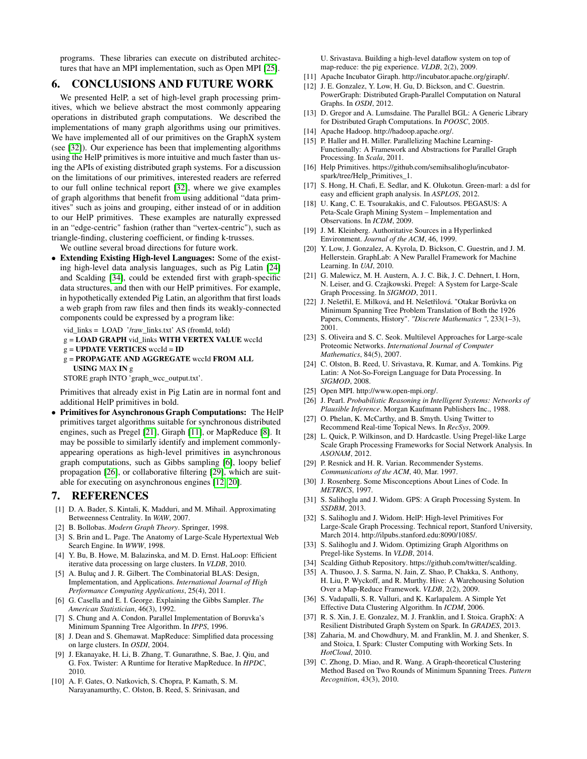programs. These libraries can execute on distributed architectures that have an MPI implementation, such as Open MPI [25].

# 6. CONCLUSIONS AND FUTURE WORK

We presented HelP, a set of high-level graph processing primitives, which we believe abstract the most commonly appearing operations in distributed graph computations. We described the implementations of many graph algorithms using our primitives. We have implemented all of our primitives on the GraphX system (see [32]). Our experience has been that implementing algorithms using the HelP primitives is more intuitive and much faster than using the APIs of existing distributed graph systems. For a discussion on the limitations of our primitives, interested readers are referred to our full online technical report [32], where we give examples of graph algorithms that benefit from using additional "data primitives" such as joins and grouping, either instead of or in addition to our HelP primitives. These examples are naturally expressed in an "edge-centric" fashion (rather than "vertex-centric"), such as triangle-finding, clustering coefficient, or finding k-trusses.

We outline several broad directions for future work.

- **Extending Existing High-level Languages:** Some of the existing high-level data analysis languages, such as Pig Latin [24] and Scalding [34], could be extended first with graph-specific data structures, and then with our HelP primitives. For example, in hypothetically extended Pig Latin, an algorithm that first loads a web graph from raw files and then finds its weakly-connected components could be expressed by a program like:

  vid_links = LOAD '/raw_links.txt' AS (fromId, toId)
  g = **LOAD GRAPH** vid_links **WITH VERTEX VALUE** wccId
  g = **UPDATE VERTICES** wccId = **ID**
  g = **PROPAGATE AND AGGREGATE** wccId **FROM ALL USING** MAX **IN** g
  STORE graph INTO 'graph_wcc_output.txt'.

  Primitives that already exist in Pig Latin are in normal font and additional HelP primitives in bold.

- **Primitives for Asynchronous Graph Computations:** The HelP primitives target algorithms suitable for synchronous distributed engines, such as Pregel [21], Giraph [11], or MapReduce [8]. It may be possible to similarly identify and implement commonly-appearing operations as high-level primitives in asynchronous graph computations, such as Gibbs sampling [6], loopy belief propagation [26], or collaborative filtering [29], which are suitable for executing on asynchronous engines [12, 20].

# 7. REFERENCES

[1] D. A. Bader, S. Kintali, K. Madduri, and M. Mihail. Approximating Betweenness Centrality. In *WAW*, 2007.

[2] B. Bollobas. *Modern Graph Theory*. Springer, 1998.

[3] S. Brin and L. Page. The Anatomy of Large-Scale Hypertextual Web Search Engine. In *WWW*, 1998.

[4] Y. Bu, B. Howe, M. Balazinska, and M. D. Ernst. HaLoop: Efficient iterative data processing on large clusters. In *VLDB*, 2010.

[5] A. Buluç and J. R. Gilbert. The Combinatorial BLAS: Design, Implementation, and Applications. *International Journal of High Performance Computing Applications*, 25(4), 2011.

[6] G. Casella and E. I. George. Explaining the Gibbs Sampler. *The American Statistician*, 46(3), 1992.

[7] S. Chung and A. Condon. Parallel Implementation of Boruvka's Minimum Spanning Tree Algorithm. In *IPPS*, 1996.

[8] J. Dean and S. Ghemawat. MapReduce: Simplified data processing on large clusters. In *OSDI*, 2004.

[9] J. Ekanayake, H. Li, B. Zhang, T. Gunarathne, S. Bae, J. Qiu, and G. Fox. Twister: A Runtime for Iterative MapReduce. In *HPDC*, 2010.

[10] A. F. Gates, O. Natkovich, S. Chopra, P. Kamath, S. M. Narayanamurthy, C. Olston, B. Reed, S. Srinivasan, and U. Srivastava. Building a high-level dataflow system on top of map-reduce: the pig experience. *VLDB*, 2(2), 2009.

[11] Apache Incubator Giraph. http://incubator.apache.org/giraph/.

[12] J. E. Gonzalez, Y. Low, H. Gu, D. Bickson, and C. Guestrin. PowerGraph: Distributed Graph-Parallel Computation on Natural Graphs. In *OSDI*, 2012.

[13] D. Gregor and A. Lumsdaine. The Parallel BGL: A Generic Library for Distributed Graph Computations. In *POOSC*, 2005.

[14] Apache Hadoop. http://hadoop.apache.org/.

[15] P. Haller and H. Miller. Parallelizing Machine Learning-Functionally: A Framework and Abstractions for Parallel Graph Processing. In *Scala*, 2011.

[16] Help Primitives. https://github.com/semihsalihoglu/incubator-spark/tree/Help_Primitives_1.

[17] S. Hong, H. Chafi, E. Sedlar, and K. Olukotun. Green-marl: a dsl for easy and efficient graph analysis. In *ASPLOS*, 2012.

[18] U. Kang, C. E. Tsourakakis, and C. Faloutsos. PEGASUS: A Peta-Scale Graph Mining System – Implementation and Observations. In *ICDM*, 2009.

[19] J. M. Kleinberg. Authoritative Sources in a Hyperlinked Environment. *Journal of the ACM*, 46, 1999.

[20] Y. Low, J. Gonzalez, A. Kyrola, D. Bickson, C. Guestrin, and J. M. Hellerstein. GraphLab: A New Parallel Framework for Machine Learning. In *UAI*, 2010.

[21] G. Malewicz, M. H. Austern, A. J. C. Bik, J. C. Dehnert, I. Horn, N. Leiser, and G. Czajkowski. Pregel: A System for Large-Scale Graph Processing. In *SIGMOD*, 2011.

[22] J. Nešetřil, E. Milková, and H. Nešetřilová. "Otakar Borůvka on Minimum Spanning Tree Problem Translation of Both the 1926 Papers, Comments, History". *"Discrete Mathematics "*, 233(1–3), 2001.

[23] S. Oliveira and S. C. Seok. Multilevel Approaches for Large-scale Proteomic Networks. *International Journal of Computer Mathematics*, 84(5), 2007.

[24] C. Olston, B. Reed, U. Srivastava, R. Kumar, and A. Tomkins. Pig Latin: A Not-So-Foreign Language for Data Processing. In *SIGMOD*, 2008.

[25] Open MPI. http://www.open-mpi.org/.

[26] J. Pearl. *Probabilistic Reasoning in Intelligent Systems: Networks of Plausible Inference*. Morgan Kaufmann Publishers Inc., 1988.

[27] O. Phelan, K. McCarthy, and B. Smyth. Using Twitter to Recommend Real-time Topical News. In *RecSys*, 2009.

[28] L. Quick, P. Wilkinson, and D. Hardcastle. Using Pregel-like Large Scale Graph Processing Frameworks for Social Network Analysis. In *ASONAM*, 2012.

[29] P. Resnick and H. R. Varian. Recommender Systems. *Communications of the ACM*, 40, Mar. 1997.

[30] J. Rosenberg. Some Misconceptions About Lines of Code. In *METRICS*, 1997.

[31] S. Salihoglu and J. Widom. GPS: A Graph Processing System. In *SSDBM*, 2013.

[32] S. Salihoglu and J. Widom. HelP: High-level Primitives For Large-Scale Graph Processing. Technical report, Stanford University, March 2014. http://ilpubs.stanford.edu:8090/1085/.

[33] S. Salihoglu and J. Widom. Optimizing Graph Algorithms on Pregel-like Systems. In *VLDB*, 2014.

[34] Scalding Github Repository. https://github.com/twitter/scalding.

[35] A. Thusoo, J. S. Sarma, N. Jain, Z. Shao, P. Chakka, S. Anthony, H. Liu, P. Wyckoff, and R. Murthy. Hive: A Warehousing Solution Over a Map-Reduce Framework. *VLDB*, 2(2), 2009.

[36] S. Vadapalli, S. R. Valluri, and K. Karlapalem. A Simple Yet Effective Data Clustering Algorithm. In *ICDM*, 2006.

[37] R. S. Xin, J. E. Gonzalez, M. J. Franklin, and I. Stoica. GraphX: A Resilient Distributed Graph System on Spark. In *GRADES*, 2013.

[38] Zaharia, M. and Chowdhury, M. and Franklin, M. J. and Shenker, S. and Stoica, I. Spark: Cluster Computing with Working Sets. In *HotCloud*, 2010.

[39] C. Zhong, D. Miao, and R. Wang. A Graph-theoretical Clustering Method Based on Two Rounds of Minimum Spanning Trees. *Pattern Recognition*, 43(3), 2010.